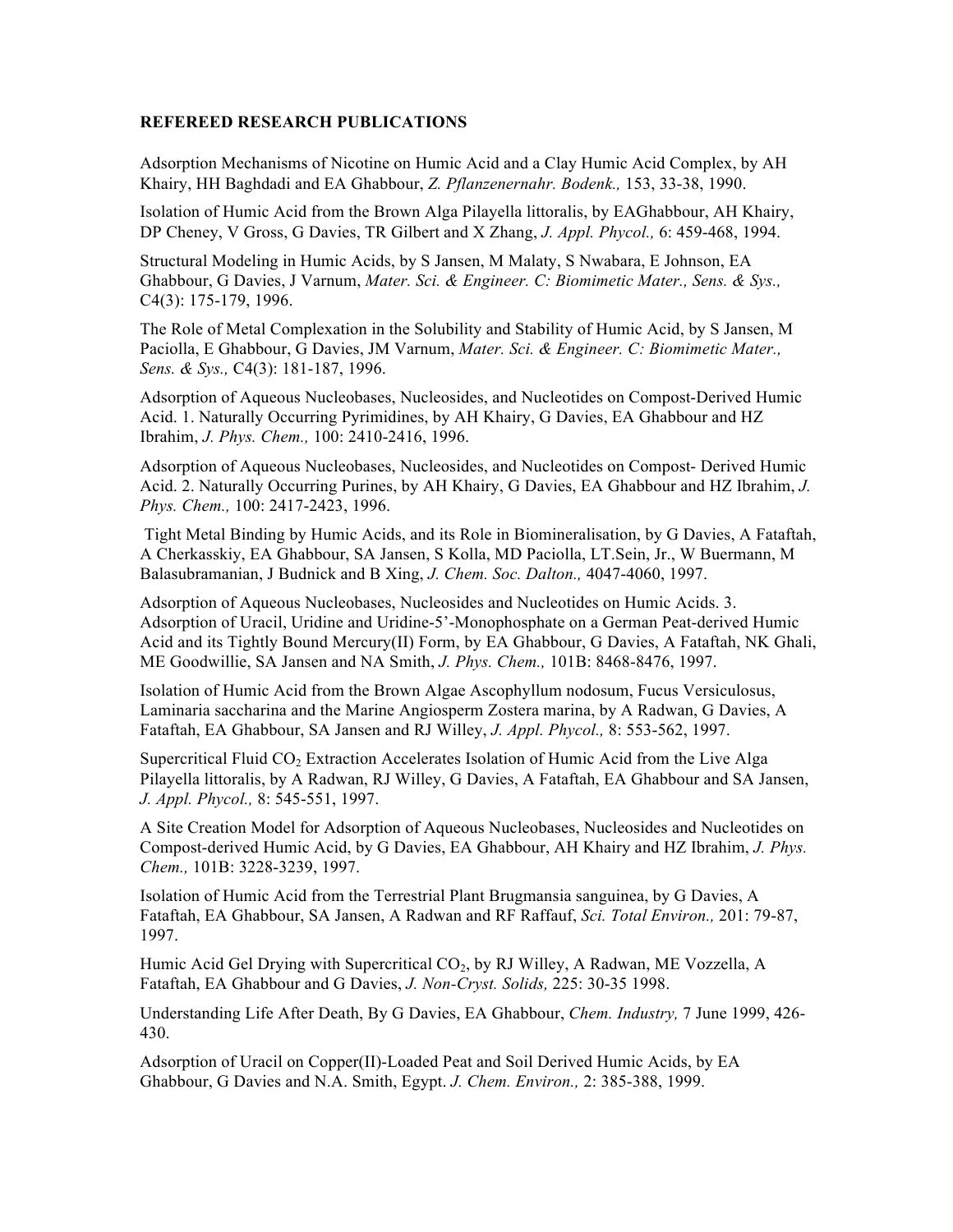**REFEREED RESEARCH PUBLICATIONS**

Adsorption Mechanisms of Nicotine on Humic Acid and a Clay Humic Acid Complex, by AH Khairy, HH Baghdadi and EA Ghabbour, *Z. Pflanzenernahr. Bodenk.,* 153, 33-38, 1990.

Isolation of Humic Acid from the Brown Alga Pilayella littoralis, by EAGhabbour, AH Khairy, DP Cheney, V Gross, G Davies, TR Gilbert and X Zhang, *J. Appl. Phycol.,* 6: 459-468, 1994.

Structural Modeling in Humic Acids, by S Jansen, M Malaty, S Nwabara, E Johnson, EA Ghabbour, G Davies, J Varnum, *Mater. Sci. & Engineer. C: Biomimetic Mater., Sens. & Sys.,* C4(3): 175-179, 1996.

The Role of Metal Complexation in the Solubility and Stability of Humic Acid, by S Jansen, M Paciolla, E Ghabbour, G Davies, JM Varnum, *Mater. Sci. & Engineer. C: Biomimetic Mater., Sens. & Sys.,* C4(3): 181-187, 1996.

Adsorption of Aqueous Nucleobases, Nucleosides, and Nucleotides on Compost-Derived Humic Acid. 1. Naturally Occurring Pyrimidines, by AH Khairy, G Davies, EA Ghabbour and HZ Ibrahim, *J. Phys. Chem.,* 100: 2410-2416, 1996.

Adsorption of Aqueous Nucleobases, Nucleosides, and Nucleotides on Compost- Derived Humic Acid. 2. Naturally Occurring Purines, by AH Khairy, G Davies, EA Ghabbour and HZ Ibrahim, *J. Phys. Chem.,* 100: 2417-2423, 1996.

Tight Metal Binding by Humic Acids, and its Role in Biomineralisation, by G Davies, A Fataftah, A Cherkasskiy, EA Ghabbour, SA Jansen, S Kolla, MD Paciolla, LT.Sein, Jr., W Buermann, M Balasubramanian, J Budnick and B Xing, *J. Chem. Soc. Dalton.,* 4047-4060, 1997.

Adsorption of Aqueous Nucleobases, Nucleosides and Nucleotides on Humic Acids. 3. Adsorption of Uracil, Uridine and Uridine-5'-Monophosphate on a German Peat-derived Humic Acid and its Tightly Bound Mercury(II) Form, by EA Ghabbour, G Davies, A Fataftah, NK Ghali, ME Goodwillie, SA Jansen and NA Smith, *J. Phys. Chem.,* 101B: 8468-8476, 1997.

Isolation of Humic Acid from the Brown Algae Ascophyllum nodosum, Fucus Versiculosus, Laminaria saccharina and the Marine Angiosperm Zostera marina, by A Radwan, G Davies, A Fataftah, EA Ghabbour, SA Jansen and RJ Willey, *J. Appl. Phycol.,* 8: 553-562, 1997.

Supercritical Fluid $CO_2$ Extraction Accelerates Isolation of Humic Acid from the Live Alga Pilayella littoralis, by A Radwan, RJ Willey, G Davies, A Fataftah, EA Ghabbour and SA Jansen, *J. Appl. Phycol.,* 8: 545-551, 1997.

A Site Creation Model for Adsorption of Aqueous Nucleobases, Nucleosides and Nucleotides on Compost-derived Humic Acid, by G Davies, EA Ghabbour, AH Khairy and HZ Ibrahim, *J. Phys. Chem.,* 101B: 3228-3239, 1997.

Isolation of Humic Acid from the Terrestrial Plant Brugmansia sanguinea, by G Davies, A Fataftah, EA Ghabbour, SA Jansen, A Radwan and RF Raffauf, *Sci. Total Environ.,* 201: 79-87, 1997.

Humic Acid Gel Drying with Supercritical $CO_2$, by RJ Willey, A Radwan, ME Vozzella, A Fataftah, EA Ghabbour and G Davies, *J. Non-Cryst. Solids,* 225: 30-35 1998.

Understanding Life After Death, By G Davies, EA Ghabbour, *Chem. Industry,* 7 June 1999, 426-430.

Adsorption of Uracil on Copper(II)-Loaded Peat and Soil Derived Humic Acids, by EA Ghabbour, G Davies and N.A. Smith, Egypt. *J. Chem. Environ.,* 2: 385-388, 1999.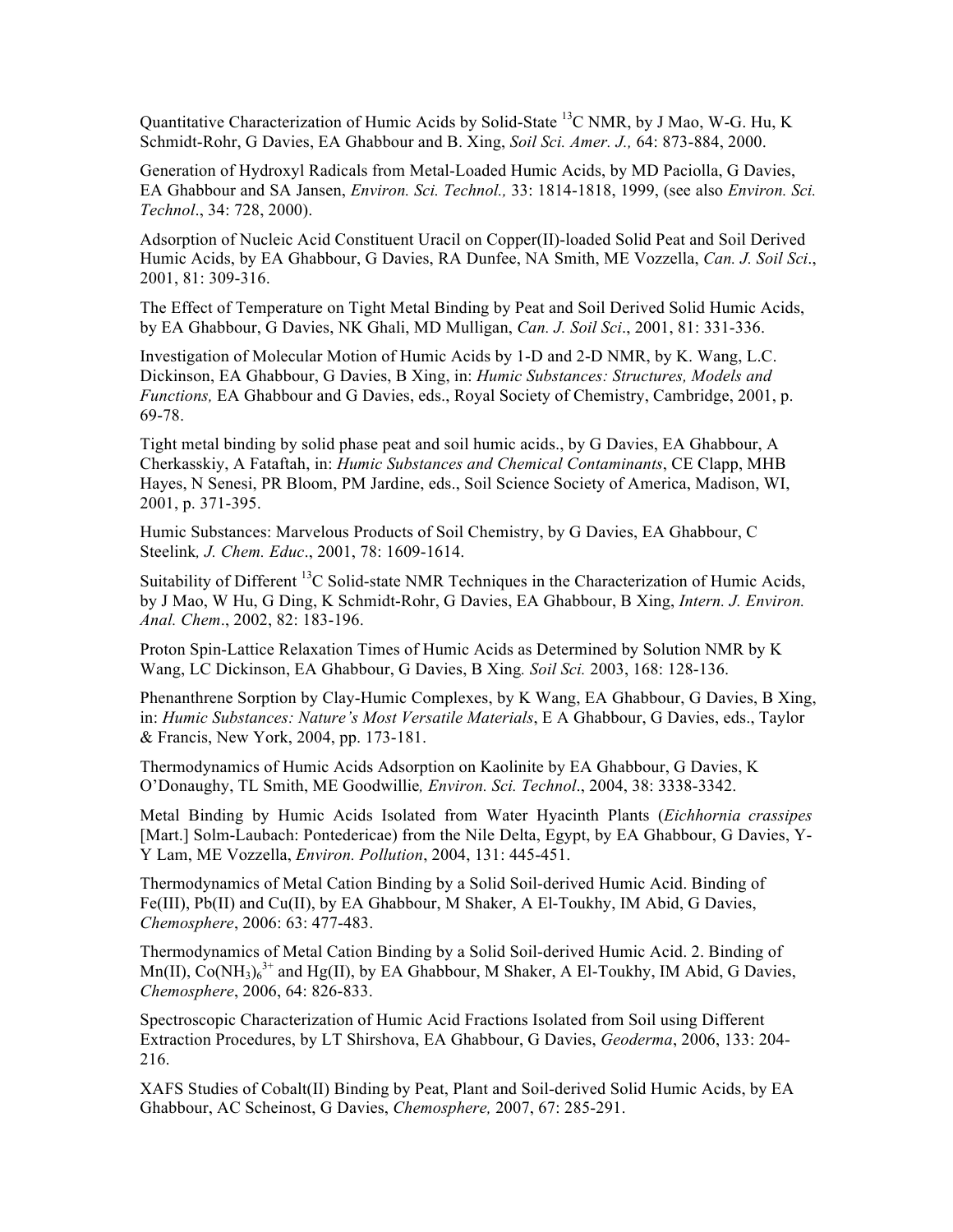Quantitative Characterization of Humic Acids by Solid-State $^{13}C$ NMR, by J Mao, W-G. Hu, K Schmidt-Rohr, G Davies, EA Ghabbour and B. Xing, *Soil Sci. Amer. J.,* 64: 873-884, 2000.

Generation of Hydroxyl Radicals from Metal-Loaded Humic Acids, by MD Paciolla, G Davies, EA Ghabbour and SA Jansen, *Environ. Sci. Technol.,* 33: 1814-1818, 1999, (see also *Environ. Sci. Technol*., 34: 728, 2000).

Adsorption of Nucleic Acid Constituent Uracil on Copper(II)-loaded Solid Peat and Soil Derived Humic Acids, by EA Ghabbour, G Davies, RA Dunfee, NA Smith, ME Vozzella, *Can. J. Soil Sci*., 2001, 81: 309-316.

The Effect of Temperature on Tight Metal Binding by Peat and Soil Derived Solid Humic Acids, by EA Ghabbour, G Davies, NK Ghali, MD Mulligan, *Can. J. Soil Sci*., 2001, 81: 331-336.

Investigation of Molecular Motion of Humic Acids by 1-D and 2-D NMR, by K. Wang, L.C. Dickinson, EA Ghabbour, G Davies, B Xing, in: *Humic Substances: Structures, Models and Functions,* EA Ghabbour and G Davies, eds., Royal Society of Chemistry, Cambridge, 2001, p. 69-78.

Tight metal binding by solid phase peat and soil humic acids., by G Davies, EA Ghabbour, A Cherkasskiy, A Fataftah, in: *Humic Substances and Chemical Contaminants*, CE Clapp, MHB Hayes, N Senesi, PR Bloom, PM Jardine, eds., Soil Science Society of America, Madison, WI, 2001, p. 371-395.

Humic Substances: Marvelous Products of Soil Chemistry, by G Davies, EA Ghabbour, C Steelink*, J. Chem. Educ*., 2001, 78: 1609-1614.

Suitability of Different $^{13}C$ Solid-state NMR Techniques in the Characterization of Humic Acids, by J Mao, W Hu, G Ding, K Schmidt-Rohr, G Davies, EA Ghabbour, B Xing, *Intern. J. Environ. Anal. Chem*., 2002, 82: 183-196.

Proton Spin-Lattice Relaxation Times of Humic Acids as Determined by Solution NMR by K Wang, LC Dickinson, EA Ghabbour, G Davies, B Xing*. Soil Sci.* 2003, 168: 128-136.

Phenanthrene Sorption by Clay-Humic Complexes, by K Wang, EA Ghabbour, G Davies, B Xing, in: *Humic Substances: Nature's Most Versatile Materials*, E A Ghabbour, G Davies, eds., Taylor & Francis, New York, 2004, pp. 173-181.

Thermodynamics of Humic Acids Adsorption on Kaolinite by EA Ghabbour, G Davies, K O'Donaughy, TL Smith, ME Goodwillie*, Environ. Sci. Technol*., 2004, 38: 3338-3342.

Metal Binding by Humic Acids Isolated from Water Hyacinth Plants (*Eichhornia crassipes* [Mart.] Solm-Laubach: Pontedericae) from the Nile Delta, Egypt, by EA Ghabbour, G Davies, Y-Y Lam, ME Vozzella, *Environ. Pollution*, 2004, 131: 445-451.

Thermodynamics of Metal Cation Binding by a Solid Soil-derived Humic Acid. Binding of Fe(III), Pb(II) and Cu(II), by EA Ghabbour, M Shaker, A El-Toukhy, IM Abid, G Davies, *Chemosphere*, 2006: 63: 477-483.

Thermodynamics of Metal Cation Binding by a Solid Soil-derived Humic Acid. 2. Binding of Mn(II), $Co(NH_3)_6^{3+}$ and Hg(II), by EA Ghabbour, M Shaker, A El-Toukhy, IM Abid, G Davies, *Chemosphere*, 2006, 64: 826-833.

Spectroscopic Characterization of Humic Acid Fractions Isolated from Soil using Different Extraction Procedures, by LT Shirshova, EA Ghabbour, G Davies, *Geoderma*, 2006, 133: 204-216.

XAFS Studies of Cobalt(II) Binding by Peat, Plant and Soil-derived Solid Humic Acids, by EA Ghabbour, AC Scheinost, G Davies, *Chemosphere,* 2007, 67: 285-291.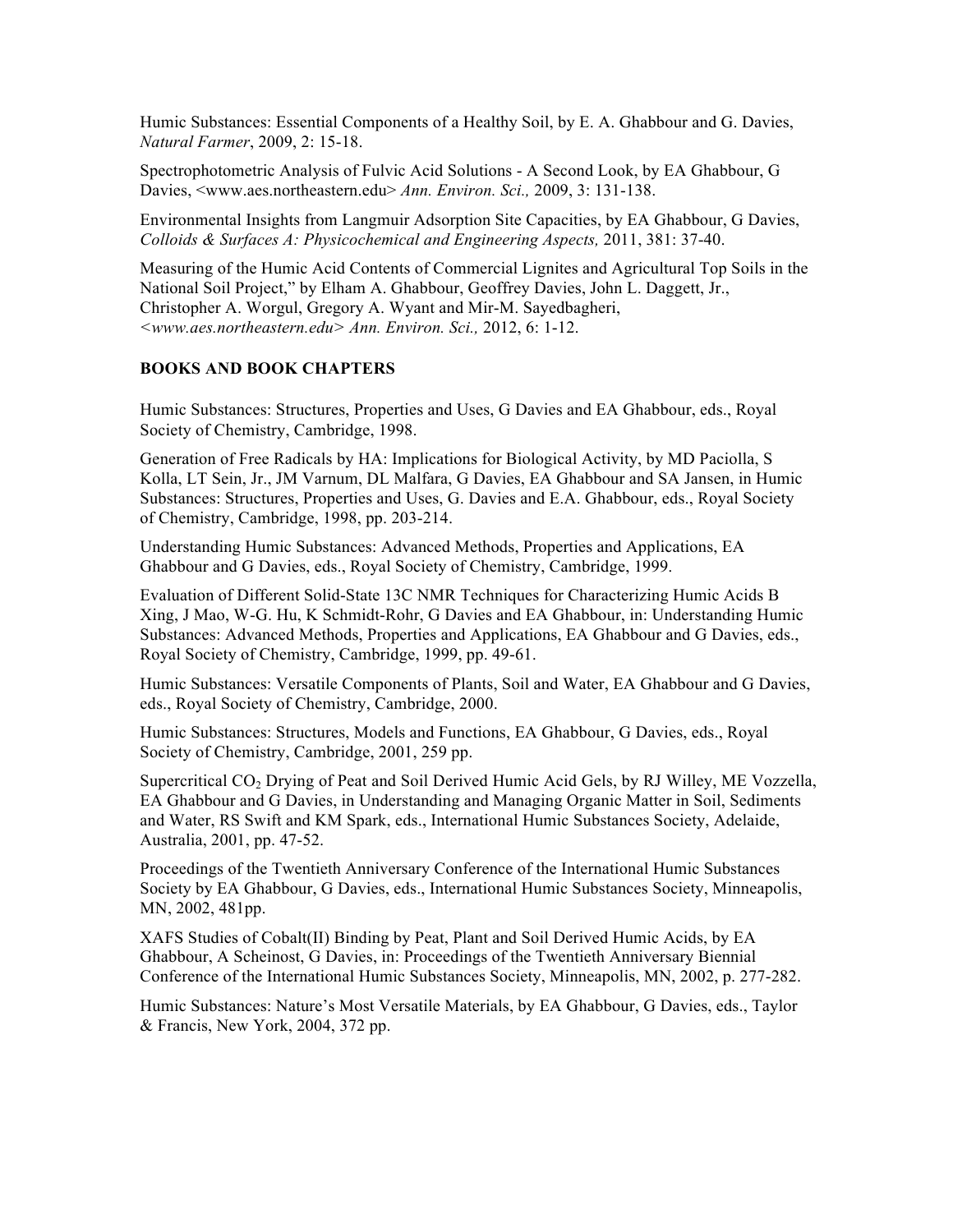Humic Substances: Essential Components of a Healthy Soil, by E. A. Ghabbour and G. Davies, *Natural Farmer*, 2009, 2: 15-18.

Spectrophotometric Analysis of Fulvic Acid Solutions - A Second Look, by EA Ghabbour, G Davies, <www.aes.northeastern.edu> *Ann. Environ. Sci.,* 2009, 3: 131-138.

Environmental Insights from Langmuir Adsorption Site Capacities, by EA Ghabbour, G Davies, *Colloids & Surfaces A: Physicochemical and Engineering Aspects,* 2011, 381: 37-40.

Measuring of the Humic Acid Contents of Commercial Lignites and Agricultural Top Soils in the National Soil Project," by Elham A. Ghabbour, Geoffrey Davies, John L. Daggett, Jr., Christopher A. Worgul, Gregory A. Wyant and Mir-M. Sayedbagheri, *<www.aes.northeastern.edu> Ann. Environ. Sci.,* 2012, 6: 1-12.

**BOOKS AND BOOK CHAPTERS**

Humic Substances: Structures, Properties and Uses, G Davies and EA Ghabbour, eds., Royal Society of Chemistry, Cambridge, 1998.

Generation of Free Radicals by HA: Implications for Biological Activity, by MD Paciolla, S Kolla, LT Sein, Jr., JM Varnum, DL Malfara, G Davies, EA Ghabbour and SA Jansen, in Humic Substances: Structures, Properties and Uses, G. Davies and E.A. Ghabbour, eds., Royal Society of Chemistry, Cambridge, 1998, pp. 203-214.

Understanding Humic Substances: Advanced Methods, Properties and Applications, EA Ghabbour and G Davies, eds., Royal Society of Chemistry, Cambridge, 1999.

Evaluation of Different Solid-State 13C NMR Techniques for Characterizing Humic Acids B Xing, J Mao, W-G. Hu, K Schmidt-Rohr, G Davies and EA Ghabbour, in: Understanding Humic Substances: Advanced Methods, Properties and Applications, EA Ghabbour and G Davies, eds., Royal Society of Chemistry, Cambridge, 1999, pp. 49-61.

Humic Substances: Versatile Components of Plants, Soil and Water, EA Ghabbour and G Davies, eds., Royal Society of Chemistry, Cambridge, 2000.

Humic Substances: Structures, Models and Functions, EA Ghabbour, G Davies, eds., Royal Society of Chemistry, Cambridge, 2001, 259 pp.

Supercritical $CO_2$ Drying of Peat and Soil Derived Humic Acid Gels, by RJ Willey, ME Vozzella, EA Ghabbour and G Davies, in Understanding and Managing Organic Matter in Soil, Sediments and Water, RS Swift and KM Spark, eds., International Humic Substances Society, Adelaide, Australia, 2001, pp. 47-52.

Proceedings of the Twentieth Anniversary Conference of the International Humic Substances Society by EA Ghabbour, G Davies, eds., International Humic Substances Society, Minneapolis, MN, 2002, 481pp.

XAFS Studies of Cobalt(II) Binding by Peat, Plant and Soil Derived Humic Acids, by EA Ghabbour, A Scheinost, G Davies, in: Proceedings of the Twentieth Anniversary Biennial Conference of the International Humic Substances Society, Minneapolis, MN, 2002, p. 277-282.

Humic Substances: Nature's Most Versatile Materials, by EA Ghabbour, G Davies, eds., Taylor & Francis, New York, 2004, 372 pp.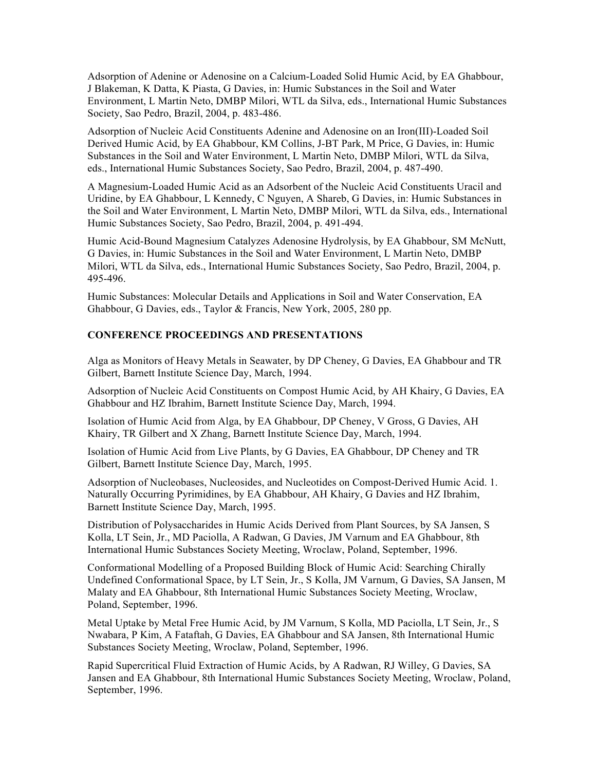Adsorption of Adenine or Adenosine on a Calcium-Loaded Solid Humic Acid, by EA Ghabbour, J Blakeman, K Datta, K Piasta, G Davies, in: Humic Substances in the Soil and Water Environment, L Martin Neto, DMBP Milori, WTL da Silva, eds., International Humic Substances Society, Sao Pedro, Brazil, 2004, p. 483-486.

Adsorption of Nucleic Acid Constituents Adenine and Adenosine on an Iron(III)-Loaded Soil Derived Humic Acid, by EA Ghabbour, KM Collins, J-BT Park, M Price, G Davies, in: Humic Substances in the Soil and Water Environment, L Martin Neto, DMBP Milori, WTL da Silva, eds., International Humic Substances Society, Sao Pedro, Brazil, 2004, p. 487-490.

A Magnesium-Loaded Humic Acid as an Adsorbent of the Nucleic Acid Constituents Uracil and Uridine, by EA Ghabbour, L Kennedy, C Nguyen, A Shareb, G Davies, in: Humic Substances in the Soil and Water Environment, L Martin Neto, DMBP Milori, WTL da Silva, eds., International Humic Substances Society, Sao Pedro, Brazil, 2004, p. 491-494.

Humic Acid-Bound Magnesium Catalyzes Adenosine Hydrolysis, by EA Ghabbour, SM McNutt, G Davies, in: Humic Substances in the Soil and Water Environment, L Martin Neto, DMBP Milori, WTL da Silva, eds., International Humic Substances Society, Sao Pedro, Brazil, 2004, p. 495-496.

Humic Substances: Molecular Details and Applications in Soil and Water Conservation, EA Ghabbour, G Davies, eds., Taylor & Francis, New York, 2005, 280 pp.

**CONFERENCE PROCEEDINGS AND PRESENTATIONS**

Alga as Monitors of Heavy Metals in Seawater, by DP Cheney, G Davies, EA Ghabbour and TR Gilbert, Barnett Institute Science Day, March, 1994.

Adsorption of Nucleic Acid Constituents on Compost Humic Acid, by AH Khairy, G Davies, EA Ghabbour and HZ Ibrahim, Barnett Institute Science Day, March, 1994.

Isolation of Humic Acid from Alga, by EA Ghabbour, DP Cheney, V Gross, G Davies, AH Khairy, TR Gilbert and X Zhang, Barnett Institute Science Day, March, 1994.

Isolation of Humic Acid from Live Plants, by G Davies, EA Ghabbour, DP Cheney and TR Gilbert, Barnett Institute Science Day, March, 1995.

Adsorption of Nucleobases, Nucleosides, and Nucleotides on Compost-Derived Humic Acid. 1. Naturally Occurring Pyrimidines, by EA Ghabbour, AH Khairy, G Davies and HZ Ibrahim, Barnett Institute Science Day, March, 1995.

Distribution of Polysaccharides in Humic Acids Derived from Plant Sources, by SA Jansen, S Kolla, LT Sein, Jr., MD Paciolla, A Radwan, G Davies, JM Varnum and EA Ghabbour, 8th International Humic Substances Society Meeting, Wroclaw, Poland, September, 1996.

Conformational Modelling of a Proposed Building Block of Humic Acid: Searching Chirally Undefined Conformational Space, by LT Sein, Jr., S Kolla, JM Varnum, G Davies, SA Jansen, M Malaty and EA Ghabbour, 8th International Humic Substances Society Meeting, Wroclaw, Poland, September, 1996.

Metal Uptake by Metal Free Humic Acid, by JM Varnum, S Kolla, MD Paciolla, LT Sein, Jr., S Nwabara, P Kim, A Fataftah, G Davies, EA Ghabbour and SA Jansen, 8th International Humic Substances Society Meeting, Wroclaw, Poland, September, 1996.

Rapid Supercritical Fluid Extraction of Humic Acids, by A Radwan, RJ Willey, G Davies, SA Jansen and EA Ghabbour, 8th International Humic Substances Society Meeting, Wroclaw, Poland, September, 1996.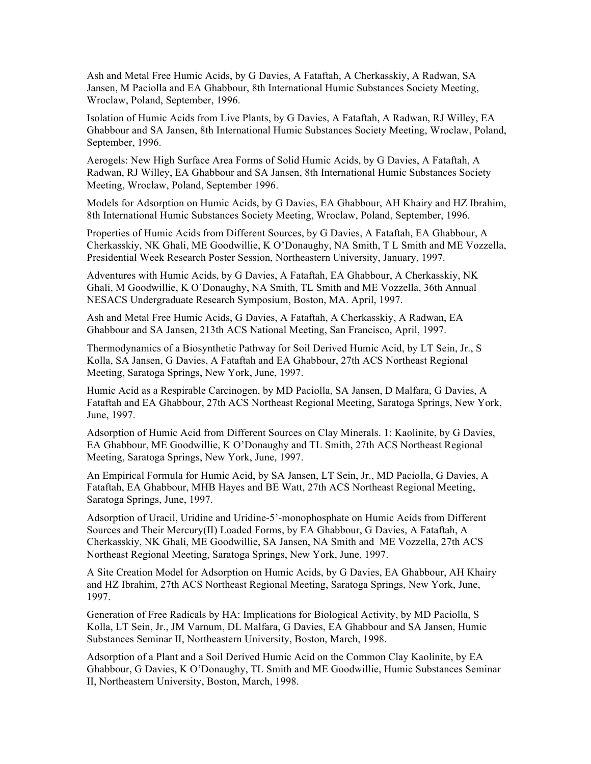Ash and Metal Free Humic Acids, by G Davies, A Fataftah, A Cherkasskiy, A Radwan, SA Jansen, M Paciolla and EA Ghabbour, 8th International Humic Substances Society Meeting, Wroclaw, Poland, September, 1996.

Isolation of Humic Acids from Live Plants, by G Davies, A Fataftah, A Radwan, RJ Willey, EA Ghabbour and SA Jansen, 8th International Humic Substances Society Meeting, Wroclaw, Poland, September, 1996.

Aerogels: New High Surface Area Forms of Solid Humic Acids, by G Davies, A Fataftah, A Radwan, RJ Willey, EA Ghabbour and SA Jansen, 8th International Humic Substances Society Meeting, Wroclaw, Poland, September 1996.

Models for Adsorption on Humic Acids, by G Davies, EA Ghabbour, AH Khairy and HZ Ibrahim, 8th International Humic Substances Society Meeting, Wroclaw, Poland, September, 1996.

Properties of Humic Acids from Different Sources, by G Davies, A Fataftah, EA Ghabbour, A Cherkasskiy, NK Ghali, ME Goodwillie, K O'Donaughy, NA Smith, T L Smith and ME Vozzella, Presidential Week Research Poster Session, Northeastern University, January, 1997.

Adventures with Humic Acids, by G Davies, A Fataftah, EA Ghabbour, A Cherkasskiy, NK Ghali, M Goodwillie, K O'Donaughy, NA Smith, TL Smith and ME Vozzella, 36th Annual NESACS Undergraduate Research Symposium, Boston, MA. April, 1997.

Ash and Metal Free Humic Acids, G Davies, A Fataftah, A Cherkasskiy, A Radwan, EA Ghabbour and SA Jansen, 213th ACS National Meeting, San Francisco, April, 1997.

Thermodynamics of a Biosynthetic Pathway for Soil Derived Humic Acid, by LT Sein, Jr., S Kolla, SA Jansen, G Davies, A Fataftah and EA Ghabbour, 27th ACS Northeast Regional Meeting, Saratoga Springs, New York, June, 1997.

Humic Acid as a Respirable Carcinogen, by MD Paciolla, SA Jansen, D Malfara, G Davies, A Fataftah and EA Ghabbour, 27th ACS Northeast Regional Meeting, Saratoga Springs, New York, June, 1997.

Adsorption of Humic Acid from Different Sources on Clay Minerals. 1: Kaolinite, by G Davies, EA Ghabbour, ME Goodwillie, K O'Donaughy and TL Smith, 27th ACS Northeast Regional Meeting, Saratoga Springs, New York, June, 1997.

An Empirical Formula for Humic Acid, by SA Jansen, LT Sein, Jr., MD Paciolla, G Davies, A Fataftah, EA Ghabbour, MHB Hayes and BE Watt, 27th ACS Northeast Regional Meeting, Saratoga Springs, June, 1997.

Adsorption of Uracil, Uridine and Uridine-5'-monophosphate on Humic Acids from Different Sources and Their Mercury(II) Loaded Forms, by EA Ghabbour, G Davies, A Fataftah, A Cherkasskiy, NK Ghali, ME Goodwillie, SA Jansen, NA Smith and ME Vozzella, 27th ACS Northeast Regional Meeting, Saratoga Springs, New York, June, 1997.

A Site Creation Model for Adsorption on Humic Acids, by G Davies, EA Ghabbour, AH Khairy and HZ Ibrahim, 27th ACS Northeast Regional Meeting, Saratoga Springs, New York, June, 1997.

Generation of Free Radicals by HA: Implications for Biological Activity, by MD Paciolla, S Kolla, LT Sein, Jr., JM Varnum, DL Malfara, G Davies, EA Ghabbour and SA Jansen, Humic Substances Seminar II, Northeastern University, Boston, March, 1998.

Adsorption of a Plant and a Soil Derived Humic Acid on the Common Clay Kaolinite, by EA Ghabbour, G Davies, K O'Donaughy, TL Smith and ME Goodwillie, Humic Substances Seminar II, Northeastern University, Boston, March, 1998.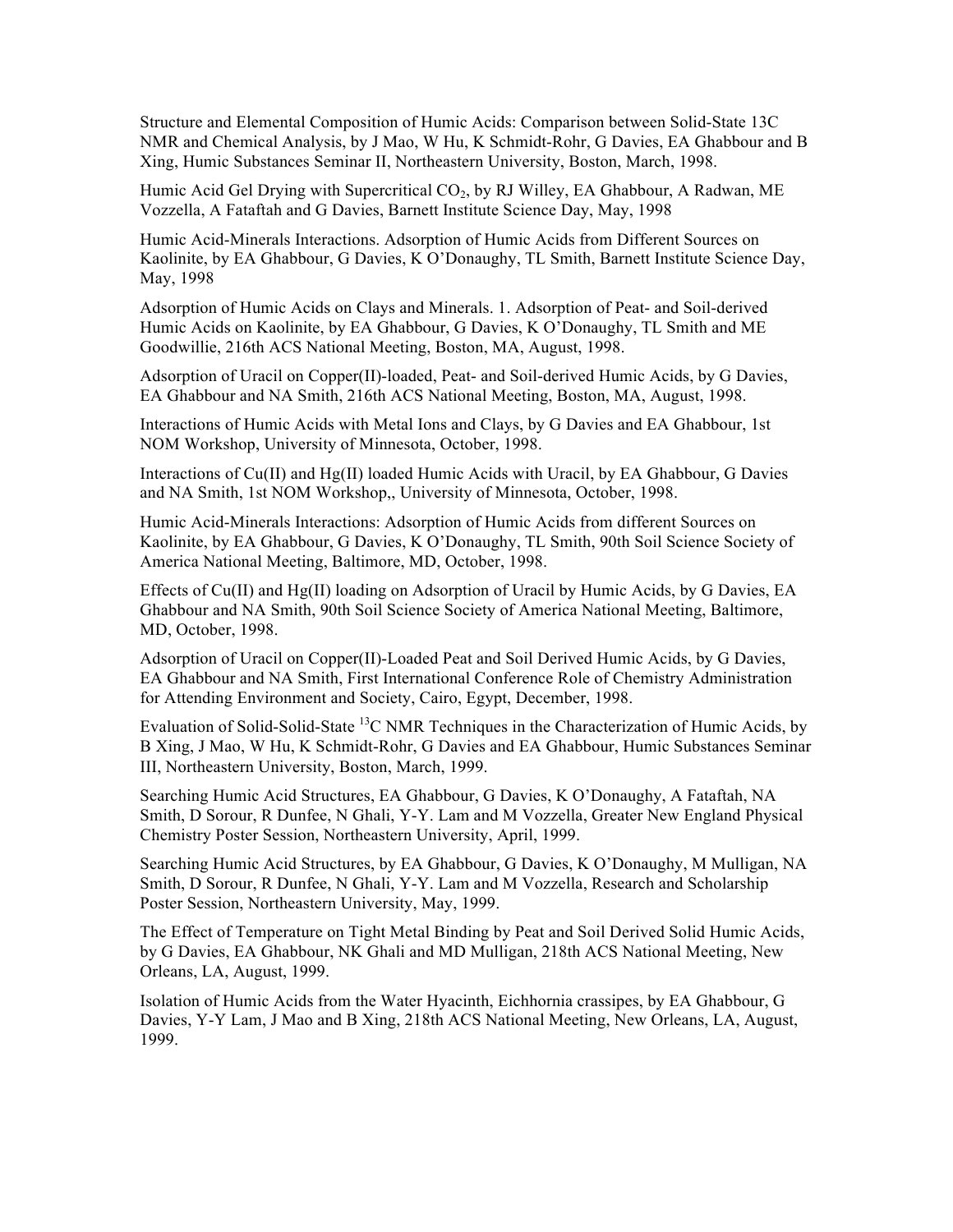Structure and Elemental Composition of Humic Acids: Comparison between Solid-State 13C NMR and Chemical Analysis, by J Mao, W Hu, K Schmidt-Rohr, G Davies, EA Ghabbour and B Xing, Humic Substances Seminar II, Northeastern University, Boston, March, 1998.

Humic Acid Gel Drying with Supercritical $CO_2$, by RJ Willey, EA Ghabbour, A Radwan, ME Vozzella, A Fataftah and G Davies, Barnett Institute Science Day, May, 1998

Humic Acid-Minerals Interactions. Adsorption of Humic Acids from Different Sources on Kaolinite, by EA Ghabbour, G Davies, K O'Donaughy, TL Smith, Barnett Institute Science Day, May, 1998

Adsorption of Humic Acids on Clays and Minerals. 1. Adsorption of Peat- and Soil-derived Humic Acids on Kaolinite, by EA Ghabbour, G Davies, K O'Donaughy, TL Smith and ME Goodwillie, 216th ACS National Meeting, Boston, MA, August, 1998.

Adsorption of Uracil on Copper(II)-loaded, Peat- and Soil-derived Humic Acids, by G Davies, EA Ghabbour and NA Smith, 216th ACS National Meeting, Boston, MA, August, 1998.

Interactions of Humic Acids with Metal Ions and Clays, by G Davies and EA Ghabbour, 1st NOM Workshop, University of Minnesota, October, 1998.

Interactions of Cu(II) and Hg(II) loaded Humic Acids with Uracil, by EA Ghabbour, G Davies and NA Smith, 1st NOM Workshop,, University of Minnesota, October, 1998.

Humic Acid-Minerals Interactions: Adsorption of Humic Acids from different Sources on Kaolinite, by EA Ghabbour, G Davies, K O'Donaughy, TL Smith, 90th Soil Science Society of America National Meeting, Baltimore, MD, October, 1998.

Effects of Cu(II) and Hg(II) loading on Adsorption of Uracil by Humic Acids, by G Davies, EA Ghabbour and NA Smith, 90th Soil Science Society of America National Meeting, Baltimore, MD, October, 1998.

Adsorption of Uracil on Copper(II)-Loaded Peat and Soil Derived Humic Acids, by G Davies, EA Ghabbour and NA Smith, First International Conference Role of Chemistry Administration for Attending Environment and Society, Cairo, Egypt, December, 1998.

Evaluation of Solid-Solid-State $^{13}C$ NMR Techniques in the Characterization of Humic Acids, by B Xing, J Mao, W Hu, K Schmidt-Rohr, G Davies and EA Ghabbour, Humic Substances Seminar III, Northeastern University, Boston, March, 1999.

Searching Humic Acid Structures, EA Ghabbour, G Davies, K O'Donaughy, A Fataftah, NA Smith, D Sorour, R Dunfee, N Ghali, Y-Y. Lam and M Vozzella, Greater New England Physical Chemistry Poster Session, Northeastern University, April, 1999.

Searching Humic Acid Structures, by EA Ghabbour, G Davies, K O'Donaughy, M Mulligan, NA Smith, D Sorour, R Dunfee, N Ghali, Y-Y. Lam and M Vozzella, Research and Scholarship Poster Session, Northeastern University, May, 1999.

The Effect of Temperature on Tight Metal Binding by Peat and Soil Derived Solid Humic Acids, by G Davies, EA Ghabbour, NK Ghali and MD Mulligan, 218th ACS National Meeting, New Orleans, LA, August, 1999.

Isolation of Humic Acids from the Water Hyacinth, Eichhornia crassipes, by EA Ghabbour, G Davies, Y-Y Lam, J Mao and B Xing, 218th ACS National Meeting, New Orleans, LA, August, 1999.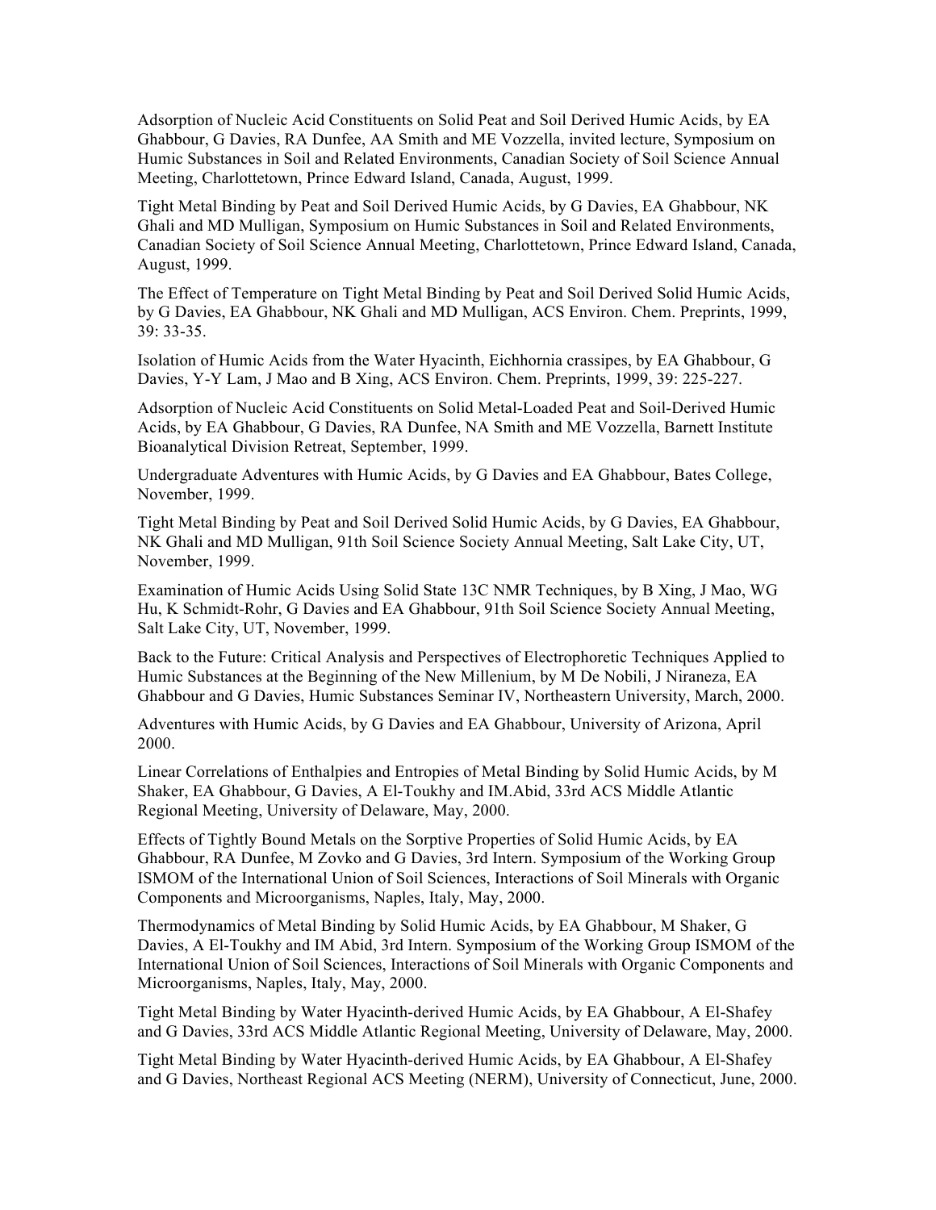Adsorption of Nucleic Acid Constituents on Solid Peat and Soil Derived Humic Acids, by EA Ghabbour, G Davies, RA Dunfee, AA Smith and ME Vozzella, invited lecture, Symposium on Humic Substances in Soil and Related Environments, Canadian Society of Soil Science Annual Meeting, Charlottetown, Prince Edward Island, Canada, August, 1999.

Tight Metal Binding by Peat and Soil Derived Humic Acids, by G Davies, EA Ghabbour, NK Ghali and MD Mulligan, Symposium on Humic Substances in Soil and Related Environments, Canadian Society of Soil Science Annual Meeting, Charlottetown, Prince Edward Island, Canada, August, 1999.

The Effect of Temperature on Tight Metal Binding by Peat and Soil Derived Solid Humic Acids, by G Davies, EA Ghabbour, NK Ghali and MD Mulligan, ACS Environ. Chem. Preprints, 1999, 39: 33-35.

Isolation of Humic Acids from the Water Hyacinth, Eichhornia crassipes, by EA Ghabbour, G Davies, Y-Y Lam, J Mao and B Xing, ACS Environ. Chem. Preprints, 1999, 39: 225-227.

Adsorption of Nucleic Acid Constituents on Solid Metal-Loaded Peat and Soil-Derived Humic Acids, by EA Ghabbour, G Davies, RA Dunfee, NA Smith and ME Vozzella, Barnett Institute Bioanalytical Division Retreat, September, 1999.

Undergraduate Adventures with Humic Acids, by G Davies and EA Ghabbour, Bates College, November, 1999.

Tight Metal Binding by Peat and Soil Derived Solid Humic Acids, by G Davies, EA Ghabbour, NK Ghali and MD Mulligan, 91th Soil Science Society Annual Meeting, Salt Lake City, UT, November, 1999.

Examination of Humic Acids Using Solid State 13C NMR Techniques, by B Xing, J Mao, WG Hu, K Schmidt-Rohr, G Davies and EA Ghabbour, 91th Soil Science Society Annual Meeting, Salt Lake City, UT, November, 1999.

Back to the Future: Critical Analysis and Perspectives of Electrophoretic Techniques Applied to Humic Substances at the Beginning of the New Millenium, by M De Nobili, J Niraneza, EA Ghabbour and G Davies, Humic Substances Seminar IV, Northeastern University, March, 2000.

Adventures with Humic Acids, by G Davies and EA Ghabbour, University of Arizona, April 2000.

Linear Correlations of Enthalpies and Entropies of Metal Binding by Solid Humic Acids, by M Shaker, EA Ghabbour, G Davies, A El-Toukhy and IM.Abid, 33rd ACS Middle Atlantic Regional Meeting, University of Delaware, May, 2000.

Effects of Tightly Bound Metals on the Sorptive Properties of Solid Humic Acids, by EA Ghabbour, RA Dunfee, M Zovko and G Davies, 3rd Intern. Symposium of the Working Group ISMOM of the International Union of Soil Sciences, Interactions of Soil Minerals with Organic Components and Microorganisms, Naples, Italy, May, 2000.

Thermodynamics of Metal Binding by Solid Humic Acids, by EA Ghabbour, M Shaker, G Davies, A El-Toukhy and IM Abid, 3rd Intern. Symposium of the Working Group ISMOM of the International Union of Soil Sciences, Interactions of Soil Minerals with Organic Components and Microorganisms, Naples, Italy, May, 2000.

Tight Metal Binding by Water Hyacinth-derived Humic Acids, by EA Ghabbour, A El-Shafey and G Davies, 33rd ACS Middle Atlantic Regional Meeting, University of Delaware, May, 2000.

Tight Metal Binding by Water Hyacinth-derived Humic Acids, by EA Ghabbour, A El-Shafey and G Davies, Northeast Regional ACS Meeting (NERM), University of Connecticut, June, 2000.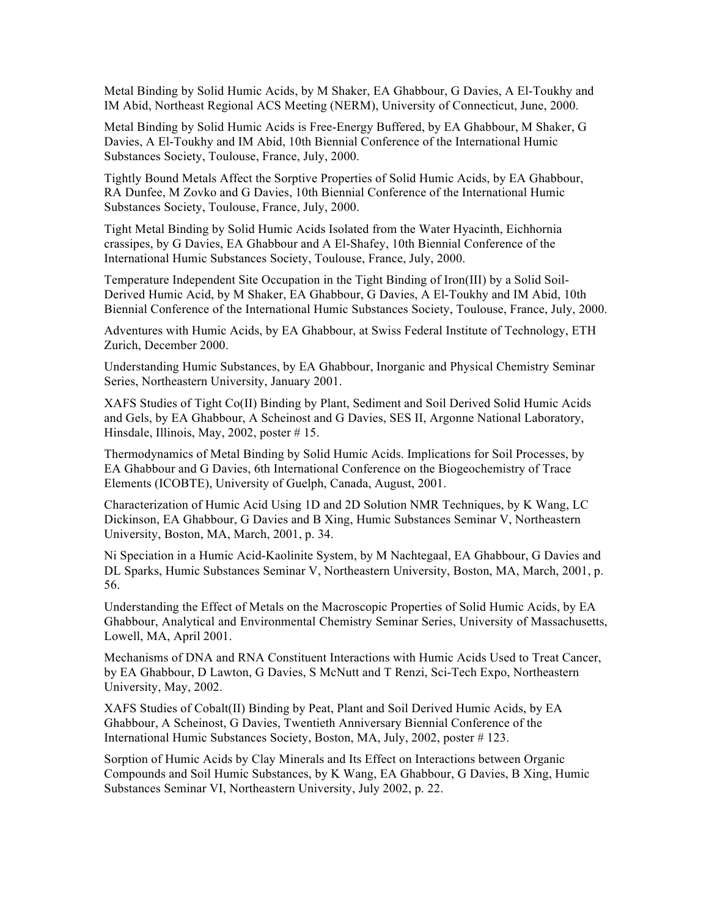Metal Binding by Solid Humic Acids, by M Shaker, EA Ghabbour, G Davies, A El-Toukhy and IM Abid, Northeast Regional ACS Meeting (NERM), University of Connecticut, June, 2000.

Metal Binding by Solid Humic Acids is Free-Energy Buffered, by EA Ghabbour, M Shaker, G Davies, A El-Toukhy and IM Abid, 10th Biennial Conference of the International Humic Substances Society, Toulouse, France, July, 2000.

Tightly Bound Metals Affect the Sorptive Properties of Solid Humic Acids, by EA Ghabbour, RA Dunfee, M Zovko and G Davies, 10th Biennial Conference of the International Humic Substances Society, Toulouse, France, July, 2000.

Tight Metal Binding by Solid Humic Acids Isolated from the Water Hyacinth, Eichhornia crassipes, by G Davies, EA Ghabbour and A El-Shafey, 10th Biennial Conference of the International Humic Substances Society, Toulouse, France, July, 2000.

Temperature Independent Site Occupation in the Tight Binding of Iron(III) by a Solid Soil-Derived Humic Acid, by M Shaker, EA Ghabbour, G Davies, A El-Toukhy and IM Abid, 10th Biennial Conference of the International Humic Substances Society, Toulouse, France, July, 2000.

Adventures with Humic Acids, by EA Ghabbour, at Swiss Federal Institute of Technology, ETH Zurich, December 2000.

Understanding Humic Substances, by EA Ghabbour, Inorganic and Physical Chemistry Seminar Series, Northeastern University, January 2001.

XAFS Studies of Tight Co(II) Binding by Plant, Sediment and Soil Derived Solid Humic Acids and Gels, by EA Ghabbour, A Scheinost and G Davies, SES II, Argonne National Laboratory, Hinsdale, Illinois, May, 2002, poster # 15.

Thermodynamics of Metal Binding by Solid Humic Acids. Implications for Soil Processes, by EA Ghabbour and G Davies, 6th International Conference on the Biogeochemistry of Trace Elements (ICOBTE), University of Guelph, Canada, August, 2001.

Characterization of Humic Acid Using 1D and 2D Solution NMR Techniques, by K Wang, LC Dickinson, EA Ghabbour, G Davies and B Xing, Humic Substances Seminar V, Northeastern University, Boston, MA, March, 2001, p. 34.

Ni Speciation in a Humic Acid-Kaolinite System, by M Nachtegaal, EA Ghabbour, G Davies and DL Sparks, Humic Substances Seminar V, Northeastern University, Boston, MA, March, 2001, p. 56.

Understanding the Effect of Metals on the Macroscopic Properties of Solid Humic Acids, by EA Ghabbour, Analytical and Environmental Chemistry Seminar Series, University of Massachusetts, Lowell, MA, April 2001.

Mechanisms of DNA and RNA Constituent Interactions with Humic Acids Used to Treat Cancer, by EA Ghabbour, D Lawton, G Davies, S McNutt and T Renzi, Sci-Tech Expo, Northeastern University, May, 2002.

XAFS Studies of Cobalt(II) Binding by Peat, Plant and Soil Derived Humic Acids, by EA Ghabbour, A Scheinost, G Davies, Twentieth Anniversary Biennial Conference of the International Humic Substances Society, Boston, MA, July, 2002, poster # 123.

Sorption of Humic Acids by Clay Minerals and Its Effect on Interactions between Organic Compounds and Soil Humic Substances, by K Wang, EA Ghabbour, G Davies, B Xing, Humic Substances Seminar VI, Northeastern University, July 2002, p. 22.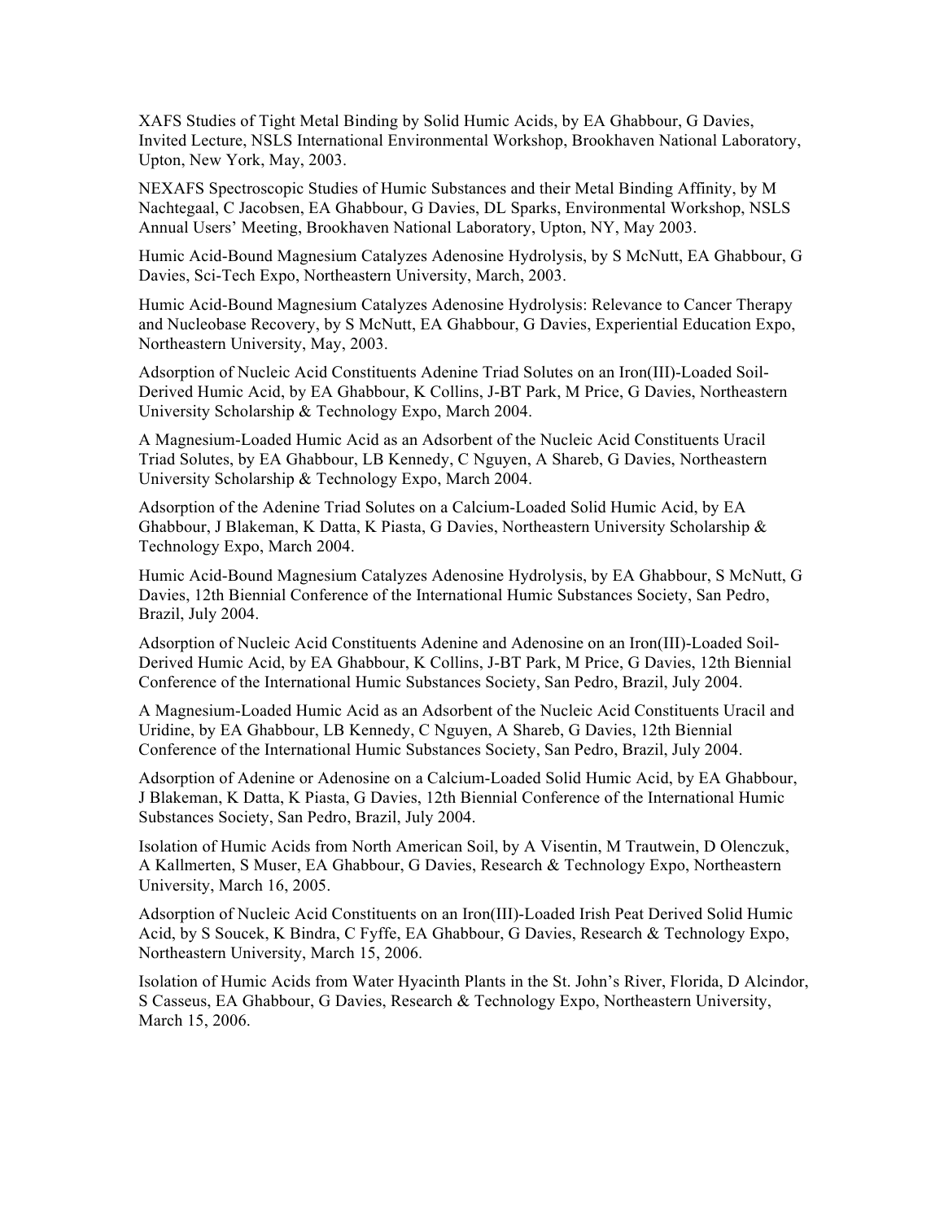XAFS Studies of Tight Metal Binding by Solid Humic Acids, by EA Ghabbour, G Davies, Invited Lecture, NSLS International Environmental Workshop, Brookhaven National Laboratory, Upton, New York, May, 2003.

NEXAFS Spectroscopic Studies of Humic Substances and their Metal Binding Affinity, by M Nachtegaal, C Jacobsen, EA Ghabbour, G Davies, DL Sparks, Environmental Workshop, NSLS Annual Users' Meeting, Brookhaven National Laboratory, Upton, NY, May 2003.

Humic Acid-Bound Magnesium Catalyzes Adenosine Hydrolysis, by S McNutt, EA Ghabbour, G Davies, Sci-Tech Expo, Northeastern University, March, 2003.

Humic Acid-Bound Magnesium Catalyzes Adenosine Hydrolysis: Relevance to Cancer Therapy and Nucleobase Recovery, by S McNutt, EA Ghabbour, G Davies, Experiential Education Expo, Northeastern University, May, 2003.

Adsorption of Nucleic Acid Constituents Adenine Triad Solutes on an Iron(III)-Loaded Soil-Derived Humic Acid, by EA Ghabbour, K Collins, J-BT Park, M Price, G Davies, Northeastern University Scholarship & Technology Expo, March 2004.

A Magnesium-Loaded Humic Acid as an Adsorbent of the Nucleic Acid Constituents Uracil Triad Solutes, by EA Ghabbour, LB Kennedy, C Nguyen, A Shareb, G Davies, Northeastern University Scholarship & Technology Expo, March 2004.

Adsorption of the Adenine Triad Solutes on a Calcium-Loaded Solid Humic Acid, by EA Ghabbour, J Blakeman, K Datta, K Piasta, G Davies, Northeastern University Scholarship & Technology Expo, March 2004.

Humic Acid-Bound Magnesium Catalyzes Adenosine Hydrolysis, by EA Ghabbour, S McNutt, G Davies, 12th Biennial Conference of the International Humic Substances Society, San Pedro, Brazil, July 2004.

Adsorption of Nucleic Acid Constituents Adenine and Adenosine on an Iron(III)-Loaded Soil-Derived Humic Acid, by EA Ghabbour, K Collins, J-BT Park, M Price, G Davies, 12th Biennial Conference of the International Humic Substances Society, San Pedro, Brazil, July 2004.

A Magnesium-Loaded Humic Acid as an Adsorbent of the Nucleic Acid Constituents Uracil and Uridine, by EA Ghabbour, LB Kennedy, C Nguyen, A Shareb, G Davies, 12th Biennial Conference of the International Humic Substances Society, San Pedro, Brazil, July 2004.

Adsorption of Adenine or Adenosine on a Calcium-Loaded Solid Humic Acid, by EA Ghabbour, J Blakeman, K Datta, K Piasta, G Davies, 12th Biennial Conference of the International Humic Substances Society, San Pedro, Brazil, July 2004.

Isolation of Humic Acids from North American Soil, by A Visentin, M Trautwein, D Olenczuk, A Kallmerten, S Muser, EA Ghabbour, G Davies, Research & Technology Expo, Northeastern University, March 16, 2005.

Adsorption of Nucleic Acid Constituents on an Iron(III)-Loaded Irish Peat Derived Solid Humic Acid, by S Soucek, K Bindra, C Fyffe, EA Ghabbour, G Davies, Research & Technology Expo, Northeastern University, March 15, 2006.

Isolation of Humic Acids from Water Hyacinth Plants in the St. John's River, Florida, D Alcindor, S Casseus, EA Ghabbour, G Davies, Research & Technology Expo, Northeastern University, March 15, 2006.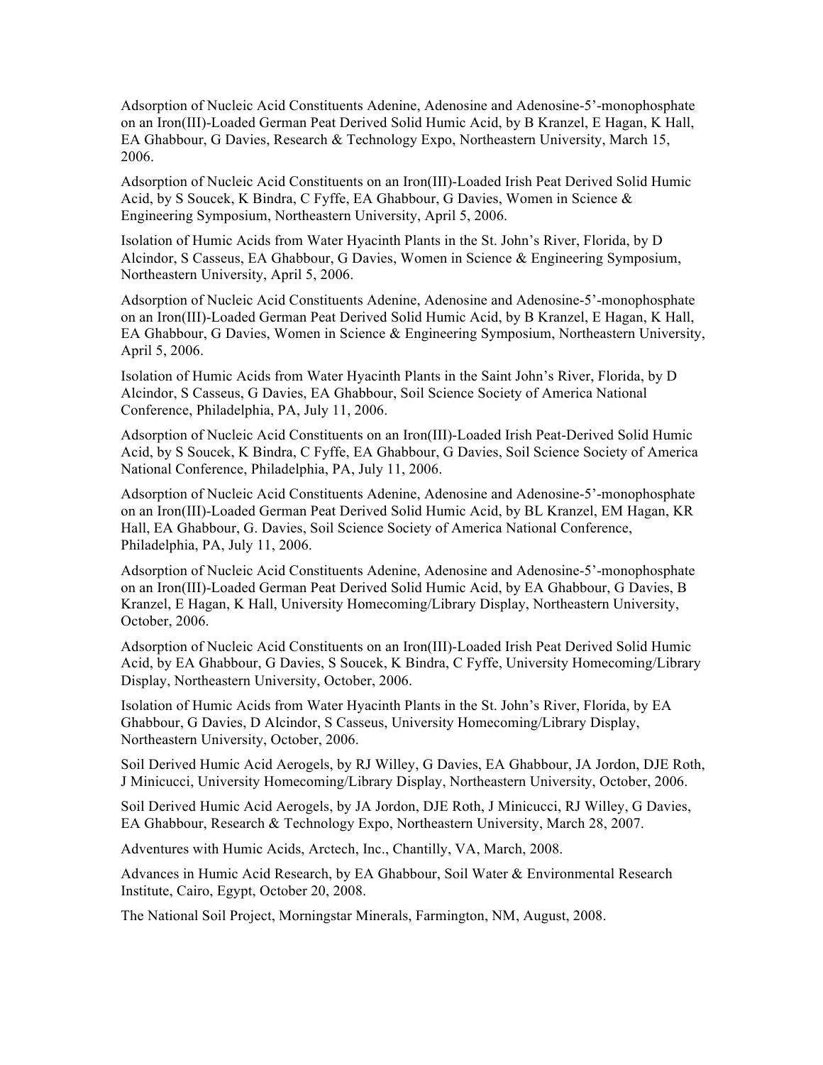Adsorption of Nucleic Acid Constituents Adenine, Adenosine and Adenosine-5'-monophosphate on an Iron(III)-Loaded German Peat Derived Solid Humic Acid, by B Kranzel, E Hagan, K Hall, EA Ghabbour, G Davies, Research & Technology Expo, Northeastern University, March 15, 2006.

Adsorption of Nucleic Acid Constituents on an Iron(III)-Loaded Irish Peat Derived Solid Humic Acid, by S Soucek, K Bindra, C Fyffe, EA Ghabbour, G Davies, Women in Science & Engineering Symposium, Northeastern University, April 5, 2006.

Isolation of Humic Acids from Water Hyacinth Plants in the St. John's River, Florida, by D Alcindor, S Casseus, EA Ghabbour, G Davies, Women in Science & Engineering Symposium, Northeastern University, April 5, 2006.

Adsorption of Nucleic Acid Constituents Adenine, Adenosine and Adenosine-5'-monophosphate on an Iron(III)-Loaded German Peat Derived Solid Humic Acid, by B Kranzel, E Hagan, K Hall, EA Ghabbour, G Davies, Women in Science & Engineering Symposium, Northeastern University, April 5, 2006.

Isolation of Humic Acids from Water Hyacinth Plants in the Saint John's River, Florida, by D Alcindor, S Casseus, G Davies, EA Ghabbour, Soil Science Society of America National Conference, Philadelphia, PA, July 11, 2006.

Adsorption of Nucleic Acid Constituents on an Iron(III)-Loaded Irish Peat-Derived Solid Humic Acid, by S Soucek, K Bindra, C Fyffe, EA Ghabbour, G Davies, Soil Science Society of America National Conference, Philadelphia, PA, July 11, 2006.

Adsorption of Nucleic Acid Constituents Adenine, Adenosine and Adenosine-5'-monophosphate on an Iron(III)-Loaded German Peat Derived Solid Humic Acid, by BL Kranzel, EM Hagan, KR Hall, EA Ghabbour, G. Davies, Soil Science Society of America National Conference, Philadelphia, PA, July 11, 2006.

Adsorption of Nucleic Acid Constituents Adenine, Adenosine and Adenosine-5'-monophosphate on an Iron(III)-Loaded German Peat Derived Solid Humic Acid, by EA Ghabbour, G Davies, B Kranzel, E Hagan, K Hall, University Homecoming/Library Display, Northeastern University, October, 2006.

Adsorption of Nucleic Acid Constituents on an Iron(III)-Loaded Irish Peat Derived Solid Humic Acid, by EA Ghabbour, G Davies, S Soucek, K Bindra, C Fyffe, University Homecoming/Library Display, Northeastern University, October, 2006.

Isolation of Humic Acids from Water Hyacinth Plants in the St. John's River, Florida, by EA Ghabbour, G Davies, D Alcindor, S Casseus, University Homecoming/Library Display, Northeastern University, October, 2006.

Soil Derived Humic Acid Aerogels, by RJ Willey, G Davies, EA Ghabbour, JA Jordon, DJE Roth, J Minicucci, University Homecoming/Library Display, Northeastern University, October, 2006.

Soil Derived Humic Acid Aerogels, by JA Jordon, DJE Roth, J Minicucci, RJ Willey, G Davies, EA Ghabbour, Research & Technology Expo, Northeastern University, March 28, 2007.

Adventures with Humic Acids, Arctech, Inc., Chantilly, VA, March, 2008.

Advances in Humic Acid Research, by EA Ghabbour, Soil Water & Environmental Research Institute, Cairo, Egypt, October 20, 2008.

The National Soil Project, Morningstar Minerals, Farmington, NM, August, 2008.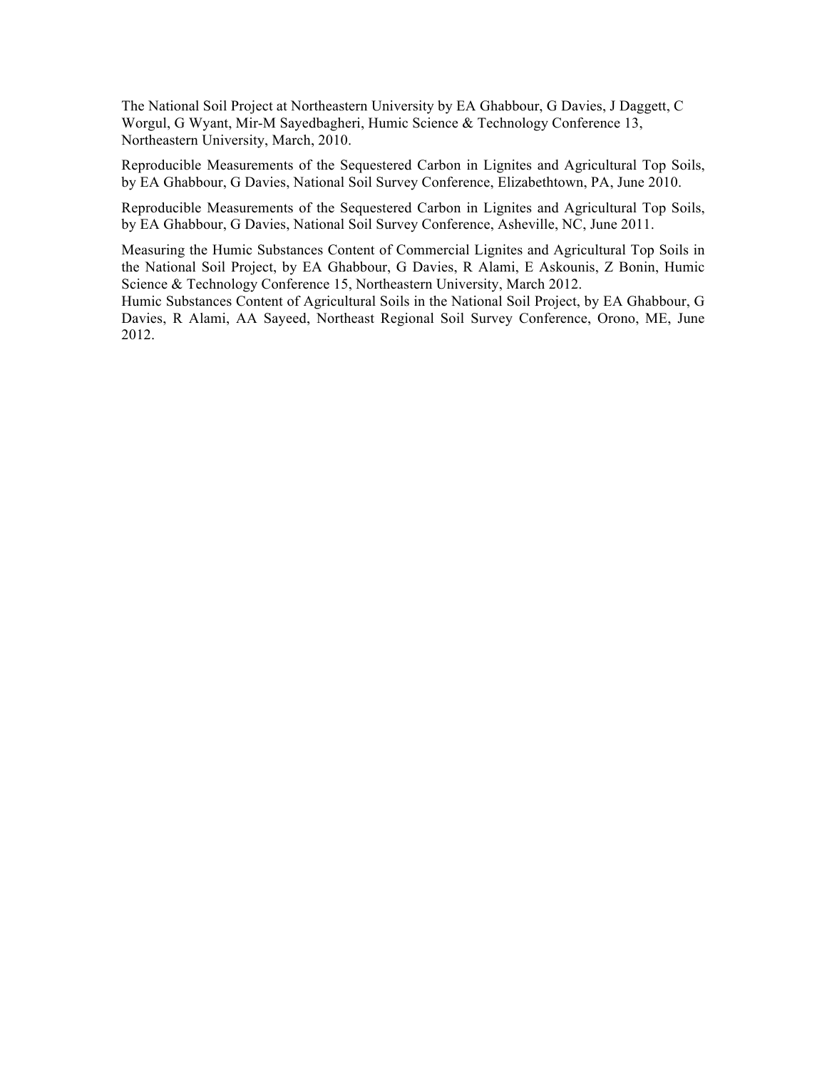The National Soil Project at Northeastern University by EA Ghabbour, G Davies, J Daggett, C Worgul, G Wyant, Mir-M Sayedbagheri, Humic Science & Technology Conference 13, Northeastern University, March, 2010.

Reproducible Measurements of the Sequestered Carbon in Lignites and Agricultural Top Soils, by EA Ghabbour, G Davies, National Soil Survey Conference, Elizabethtown, PA, June 2010.

Reproducible Measurements of the Sequestered Carbon in Lignites and Agricultural Top Soils, by EA Ghabbour, G Davies, National Soil Survey Conference, Asheville, NC, June 2011.

Measuring the Humic Substances Content of Commercial Lignites and Agricultural Top Soils in the National Soil Project, by EA Ghabbour, G Davies, R Alami, E Askounis, Z Bonin, Humic Science & Technology Conference 15, Northeastern University, March 2012.

Humic Substances Content of Agricultural Soils in the National Soil Project, by EA Ghabbour, G Davies, R Alami, AA Sayeed, Northeast Regional Soil Survey Conference, Orono, ME, June 2012.